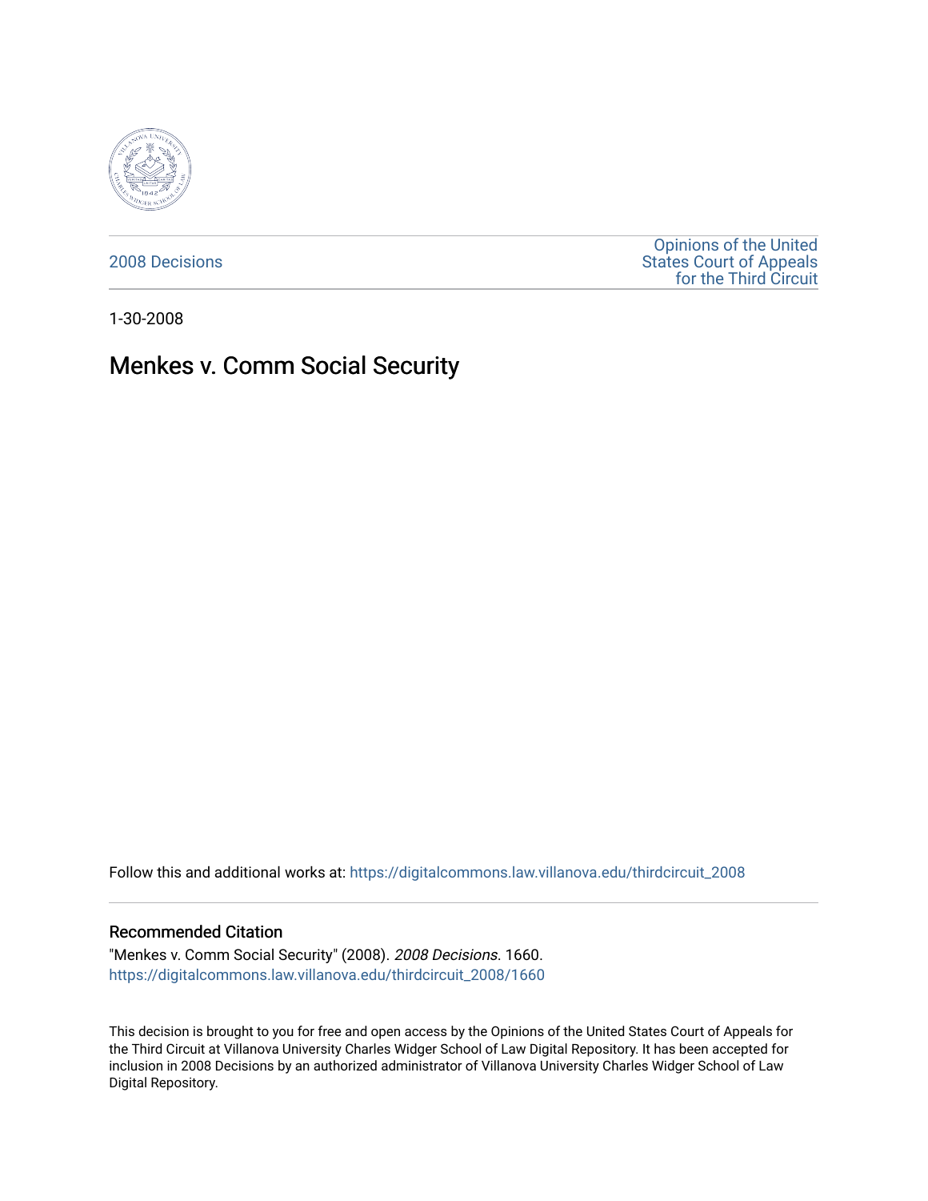2008 Decisions

Opinions of the United States Court of Appeals for the Third Circuit

1-30-2008

# Menkes v. Comm Social Security

Follow this and additional works at: https://digitalcommons.law.villanova.edu/thirdcircuit_2008

## Recommended Citation

"Menkes v. Comm Social Security" (2008). *2008 Decisions*. 1660.
https://digitalcommons.law.villanova.edu/thirdcircuit_2008/1660

This decision is brought to you for free and open access by the Opinions of the United States Court of Appeals for the Third Circuit at Villanova University Charles Widger School of Law Digital Repository. It has been accepted for inclusion in 2008 Decisions by an authorized administrator of Villanova University Charles Widger School of Law Digital Repository.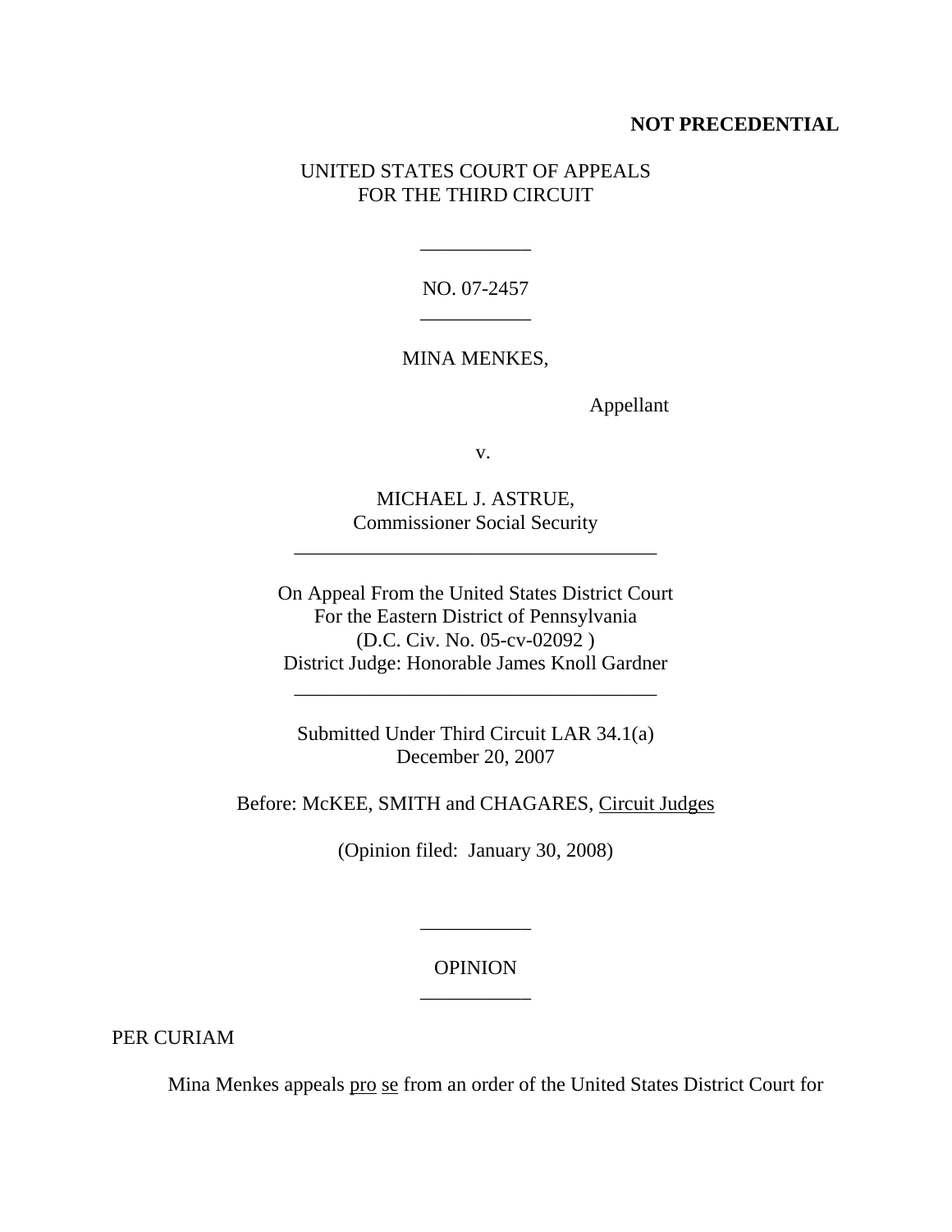**NOT PRECEDENTIAL**

UNITED STATES COURT OF APPEALS
FOR THE THIRD CIRCUIT

NO. 07-2457

MINA MENKES,

Appellant

v.

MICHAEL J. ASTRUE,
Commissioner Social Security

On Appeal From the United States District Court
For the Eastern District of Pennsylvania
(D.C. Civ. No. 05-cv-02092 )
District Judge: Honorable James Knoll Gardner

Submitted Under Third Circuit LAR 34.1(a)
December 20, 2007

Before: McKEE, SMITH and CHAGARES, Circuit Judges

(Opinion filed: January 30, 2008)

OPINION

PER CURIAM

Mina Menkes appeals pro se from an order of the United States District Court for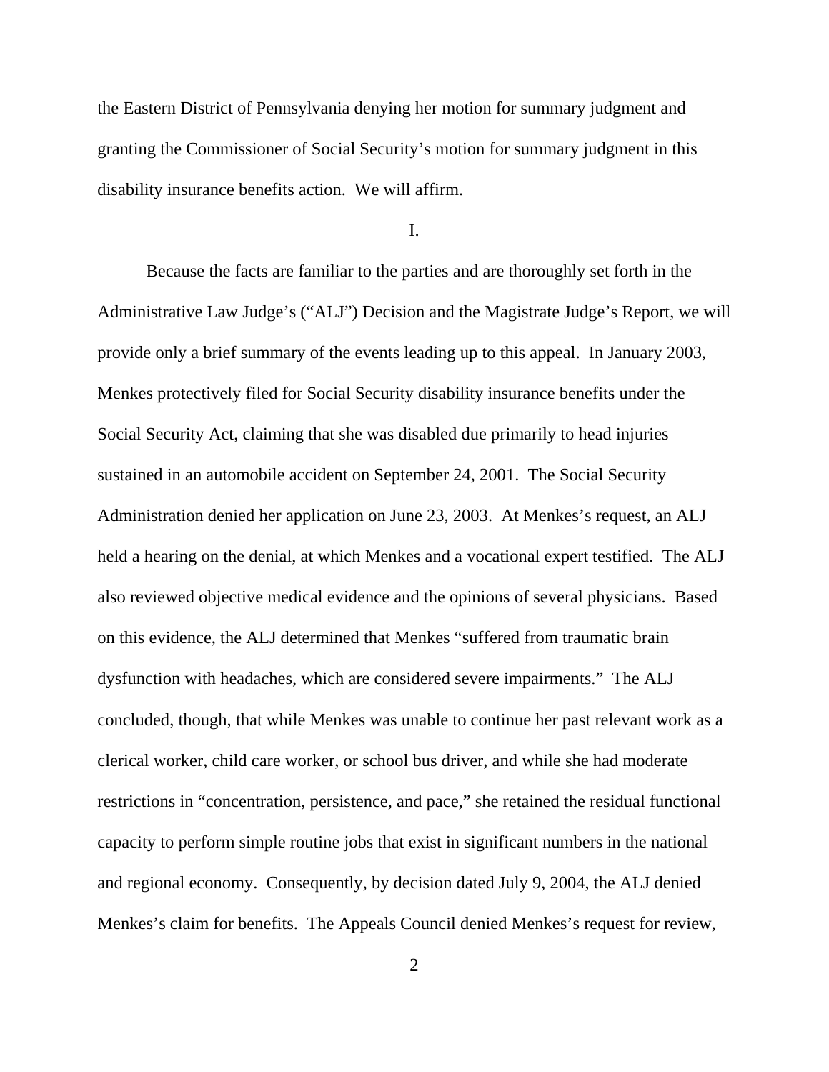the Eastern District of Pennsylvania denying her motion for summary judgment and granting the Commissioner of Social Security's motion for summary judgment in this disability insurance benefits action. We will affirm.

I.

Because the facts are familiar to the parties and are thoroughly set forth in the Administrative Law Judge's ("ALJ") Decision and the Magistrate Judge's Report, we will provide only a brief summary of the events leading up to this appeal. In January 2003, Menkes protectively filed for Social Security disability insurance benefits under the Social Security Act, claiming that she was disabled due primarily to head injuries sustained in an automobile accident on September 24, 2001. The Social Security Administration denied her application on June 23, 2003. At Menkes's request, an ALJ held a hearing on the denial, at which Menkes and a vocational expert testified. The ALJ also reviewed objective medical evidence and the opinions of several physicians. Based on this evidence, the ALJ determined that Menkes "suffered from traumatic brain dysfunction with headaches, which are considered severe impairments." The ALJ concluded, though, that while Menkes was unable to continue her past relevant work as a clerical worker, child care worker, or school bus driver, and while she had moderate restrictions in "concentration, persistence, and pace," she retained the residual functional capacity to perform simple routine jobs that exist in significant numbers in the national and regional economy. Consequently, by decision dated July 9, 2004, the ALJ denied Menkes's claim for benefits. The Appeals Council denied Menkes's request for review,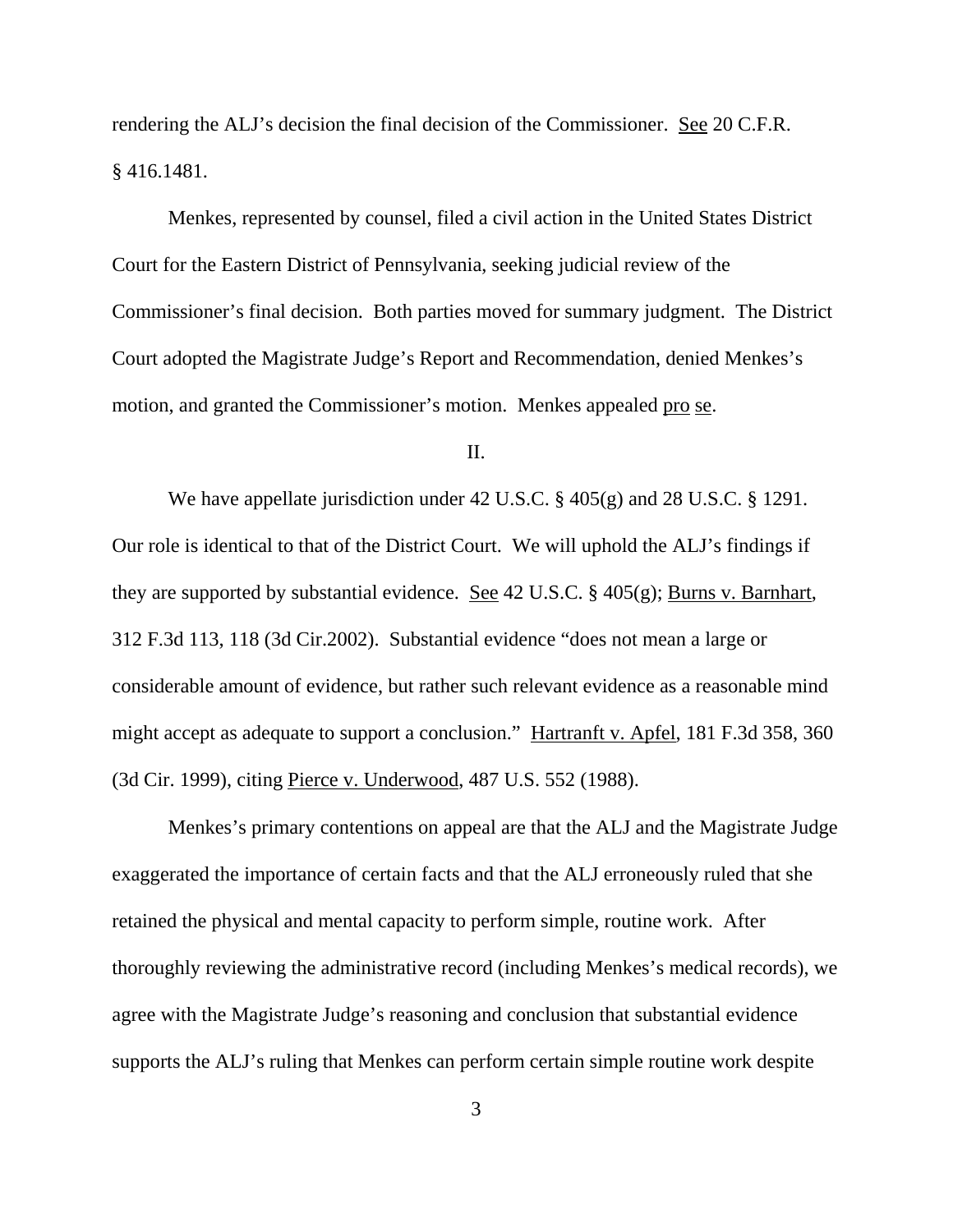rendering the ALJ's decision the final decision of the Commissioner. See 20 C.F.R. § 416.1481.

Menkes, represented by counsel, filed a civil action in the United States District Court for the Eastern District of Pennsylvania, seeking judicial review of the Commissioner's final decision. Both parties moved for summary judgment. The District Court adopted the Magistrate Judge's Report and Recommendation, denied Menkes's motion, and granted the Commissioner's motion. Menkes appealed pro se.

## II.

We have appellate jurisdiction under 42 U.S.C. § 405(g) and 28 U.S.C. § 1291. Our role is identical to that of the District Court. We will uphold the ALJ's findings if they are supported by substantial evidence. See 42 U.S.C. § 405(g); Burns v. Barnhart, 312 F.3d 113, 118 (3d Cir.2002). Substantial evidence "does not mean a large or considerable amount of evidence, but rather such relevant evidence as a reasonable mind might accept as adequate to support a conclusion." Hartranft v. Apfel, 181 F.3d 358, 360 (3d Cir. 1999), citing Pierce v. Underwood, 487 U.S. 552 (1988).

Menkes's primary contentions on appeal are that the ALJ and the Magistrate Judge exaggerated the importance of certain facts and that the ALJ erroneously ruled that she retained the physical and mental capacity to perform simple, routine work. After thoroughly reviewing the administrative record (including Menkes's medical records), we agree with the Magistrate Judge's reasoning and conclusion that substantial evidence supports the ALJ's ruling that Menkes can perform certain simple routine work despite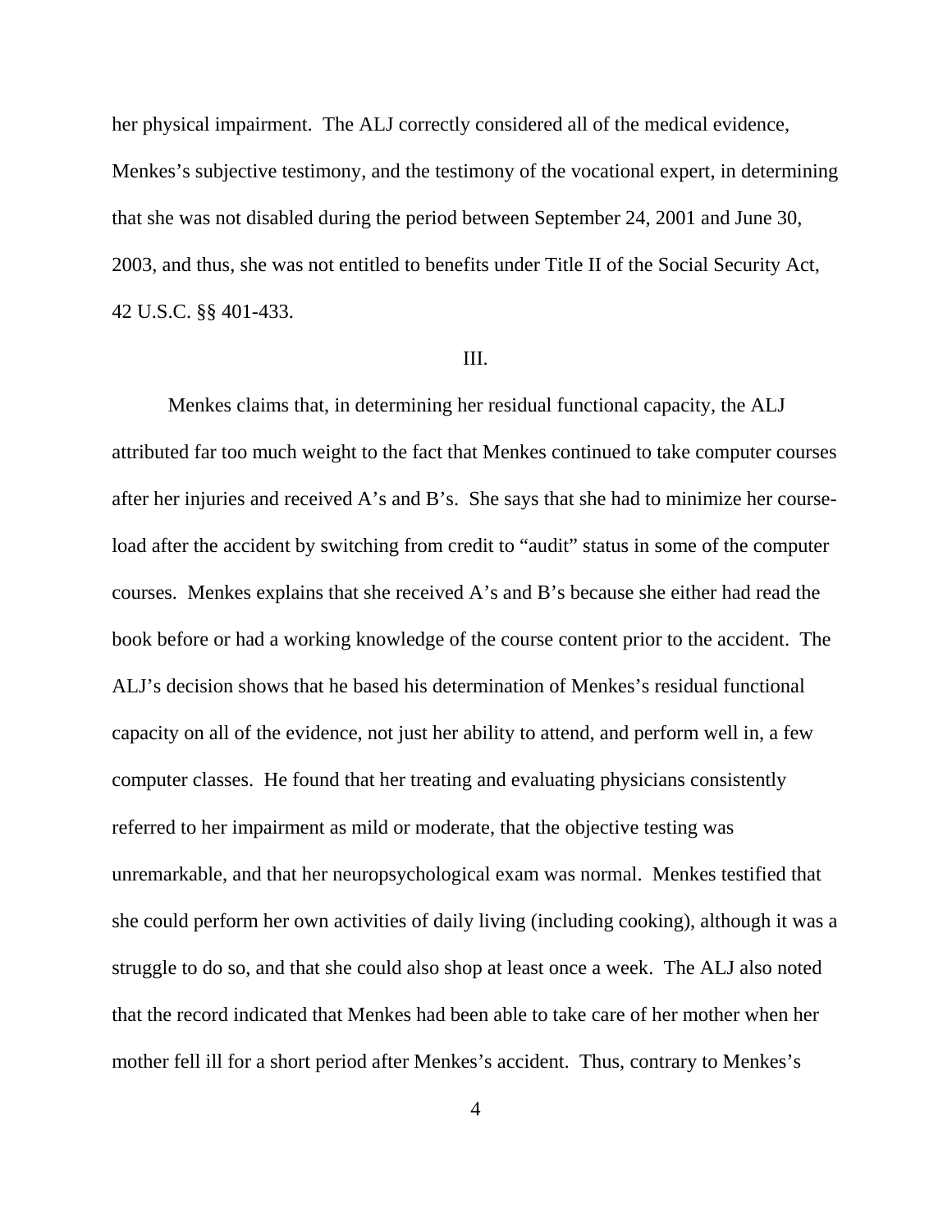her physical impairment. The ALJ correctly considered all of the medical evidence, Menkes's subjective testimony, and the testimony of the vocational expert, in determining that she was not disabled during the period between September 24, 2001 and June 30, 2003, and thus, she was not entitled to benefits under Title II of the Social Security Act, 42 U.S.C. §§ 401-433.

III.

Menkes claims that, in determining her residual functional capacity, the ALJ attributed far too much weight to the fact that Menkes continued to take computer courses after her injuries and received A's and B's. She says that she had to minimize her course-load after the accident by switching from credit to "audit" status in some of the computer courses. Menkes explains that she received A's and B's because she either had read the book before or had a working knowledge of the course content prior to the accident. The ALJ's decision shows that he based his determination of Menkes's residual functional capacity on all of the evidence, not just her ability to attend, and perform well in, a few computer classes. He found that her treating and evaluating physicians consistently referred to her impairment as mild or moderate, that the objective testing was unremarkable, and that her neuropsychological exam was normal. Menkes testified that she could perform her own activities of daily living (including cooking), although it was a struggle to do so, and that she could also shop at least once a week. The ALJ also noted that the record indicated that Menkes had been able to take care of her mother when her mother fell ill for a short period after Menkes's accident. Thus, contrary to Menkes's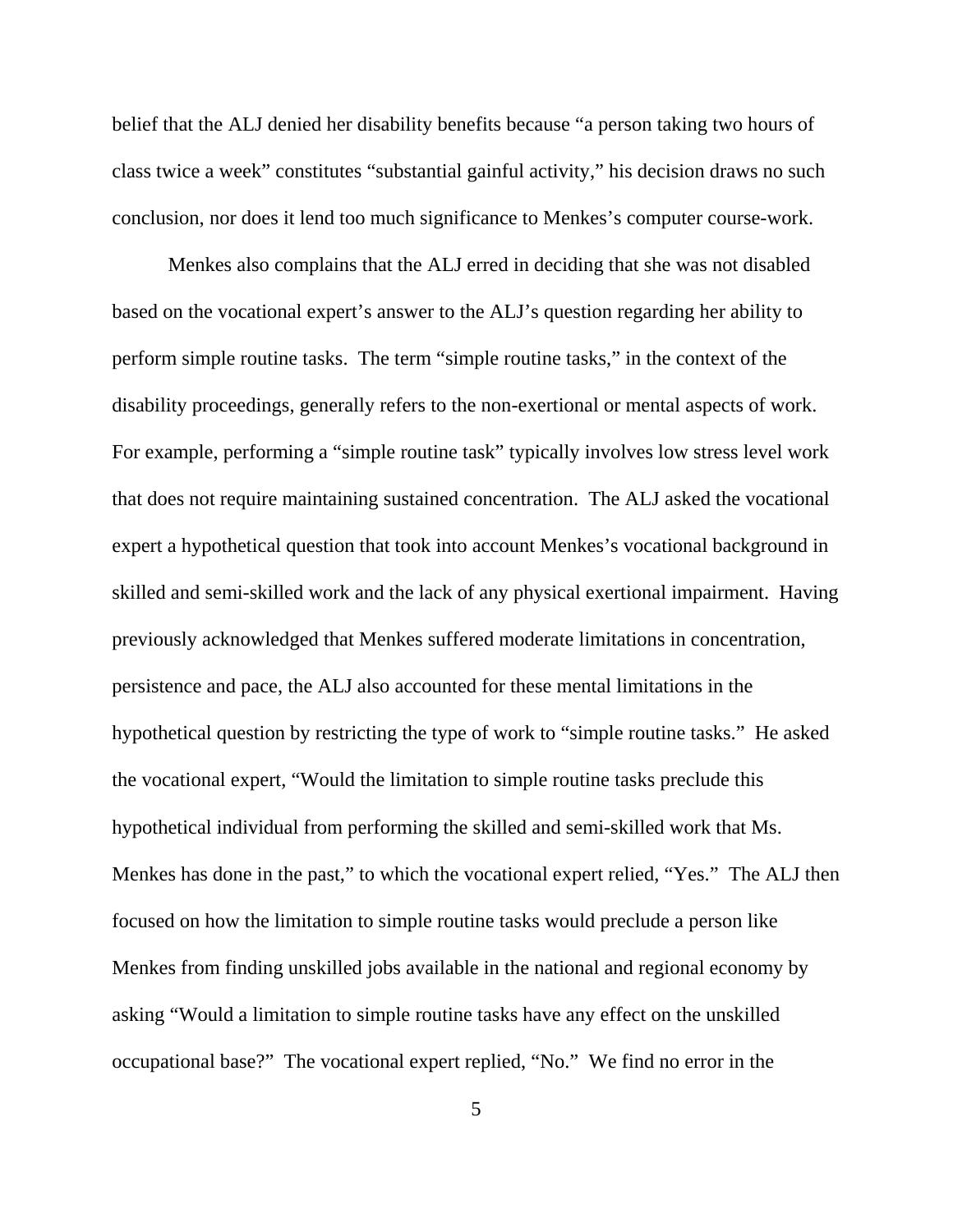belief that the ALJ denied her disability benefits because "a person taking two hours of class twice a week" constitutes "substantial gainful activity," his decision draws no such conclusion, nor does it lend too much significance to Menkes's computer course-work.

Menkes also complains that the ALJ erred in deciding that she was not disabled based on the vocational expert's answer to the ALJ's question regarding her ability to perform simple routine tasks. The term "simple routine tasks," in the context of the disability proceedings, generally refers to the non-exertional or mental aspects of work. For example, performing a "simple routine task" typically involves low stress level work that does not require maintaining sustained concentration. The ALJ asked the vocational expert a hypothetical question that took into account Menkes's vocational background in skilled and semi-skilled work and the lack of any physical exertional impairment. Having previously acknowledged that Menkes suffered moderate limitations in concentration, persistence and pace, the ALJ also accounted for these mental limitations in the hypothetical question by restricting the type of work to "simple routine tasks." He asked the vocational expert, "Would the limitation to simple routine tasks preclude this hypothetical individual from performing the skilled and semi-skilled work that Ms. Menkes has done in the past," to which the vocational expert relied, "Yes." The ALJ then focused on how the limitation to simple routine tasks would preclude a person like Menkes from finding unskilled jobs available in the national and regional economy by asking "Would a limitation to simple routine tasks have any effect on the unskilled occupational base?" The vocational expert replied, "No." We find no error in the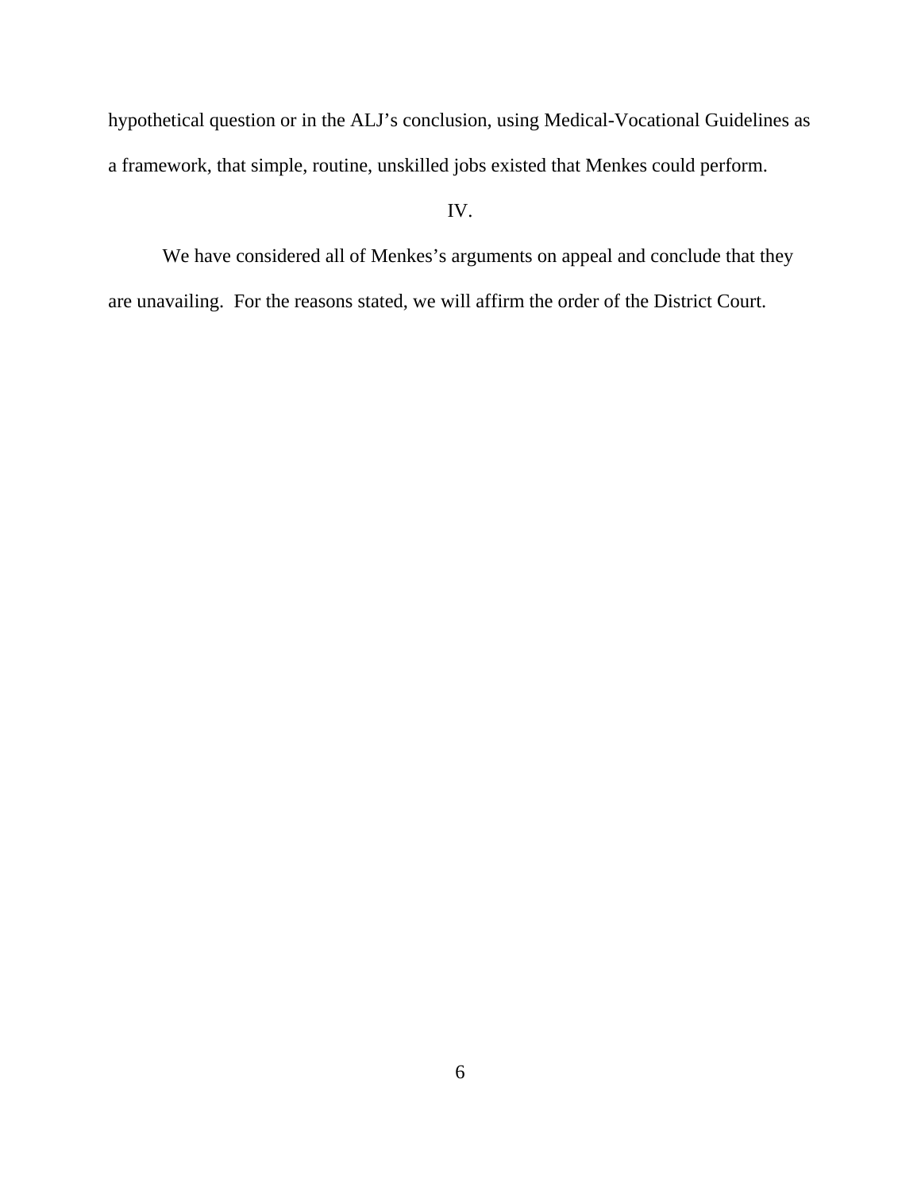hypothetical question or in the ALJ's conclusion, using Medical-Vocational Guidelines as a framework, that simple, routine, unskilled jobs existed that Menkes could perform.

## IV.

We have considered all of Menkes's arguments on appeal and conclude that they are unavailing. For the reasons stated, we will affirm the order of the District Court.